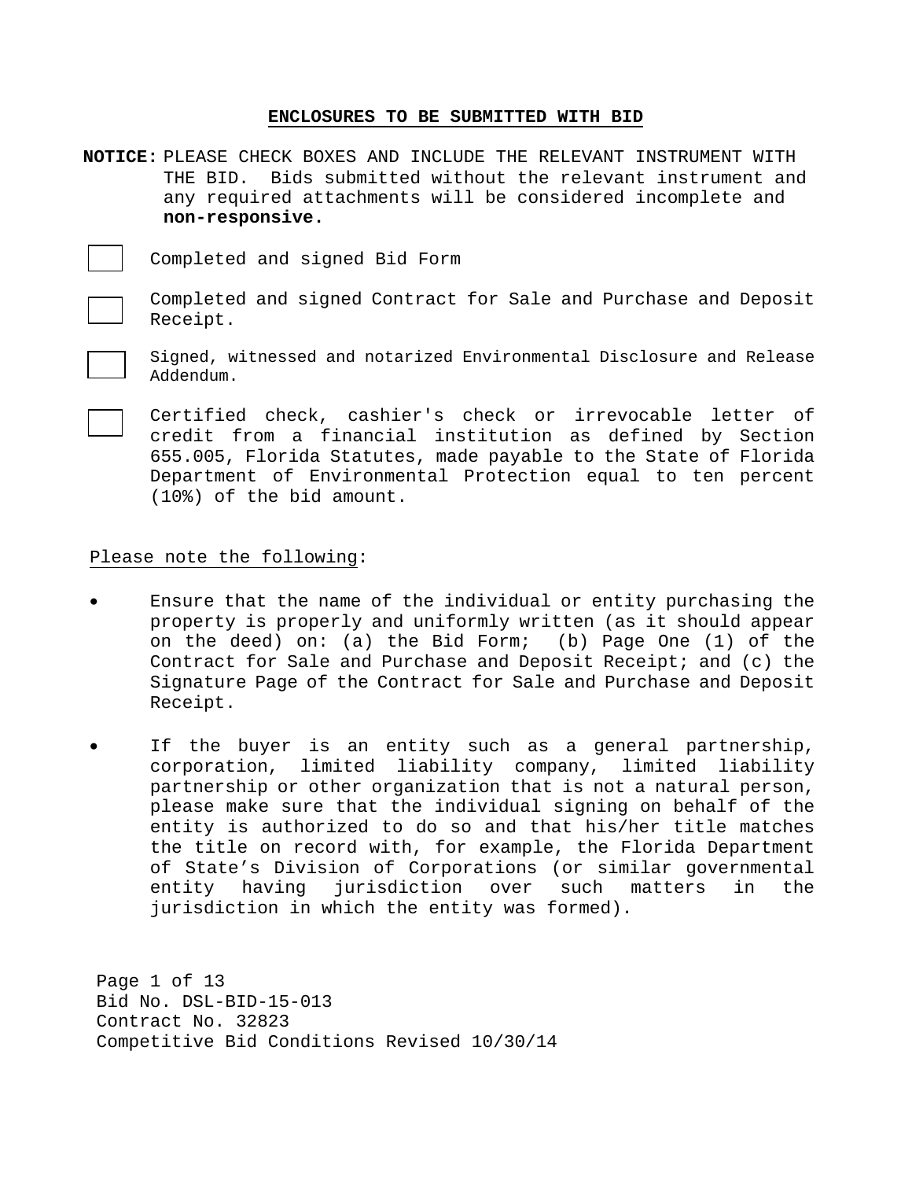## ENCLOSURES TO BE SUBMITTED WITH BID

**NOTICE:** PLEASE CHECK BOXES AND INCLUDE THE RELEVANT INSTRUMENT WITH THE BID. Bids submitted without the relevant instrument and any required attachments will be considered incomplete and **non-responsive.**

- [ ] Completed and signed Bid Form
- [ ] Completed and signed Contract for Sale and Purchase and Deposit Receipt.
- [ ] Signed, witnessed and notarized Environmental Disclosure and Release Addendum.
- [ ] Certified check, cashier's check or irrevocable letter of credit from a financial institution as defined by Section 655.005, Florida Statutes, made payable to the State of Florida Department of Environmental Protection equal to ten percent (10%) of the bid amount.

<u>Please note the following</u>:

- Ensure that the name of the individual or entity purchasing the property is properly and uniformly written (as it should appear on the deed) on: (a) the Bid Form; (b) Page One (1) of the Contract for Sale and Purchase and Deposit Receipt; and (c) the Signature Page of the Contract for Sale and Purchase and Deposit Receipt.
- If the buyer is an entity such as a general partnership, corporation, limited liability company, limited liability partnership or other organization that is not a natural person, please make sure that the individual signing on behalf of the entity is authorized to do so and that his/her title matches the title on record with, for example, the Florida Department of State's Division of Corporations (or similar governmental entity having jurisdiction over such matters in the jurisdiction in which the entity was formed).

Bid No. DSL-BID-15-013
Contract No. 32823
Competitive Bid Conditions Revised 10/30/14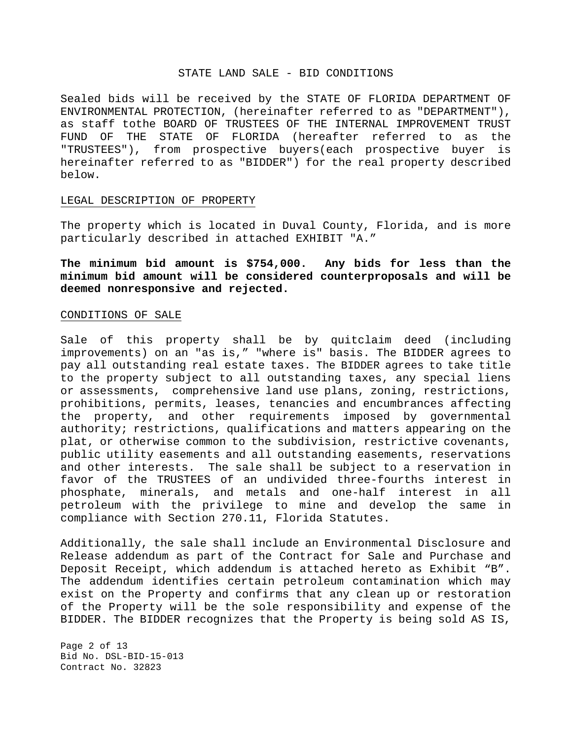# STATE LAND SALE - BID CONDITIONS

Sealed bids will be received by the STATE OF FLORIDA DEPARTMENT OF ENVIRONMENTAL PROTECTION, (hereinafter referred to as "DEPARTMENT"), as staff tothe BOARD OF TRUSTEES OF THE INTERNAL IMPROVEMENT TRUST FUND OF THE STATE OF FLORIDA (hereafter referred to as the "TRUSTEES"), from prospective buyers(each prospective buyer is hereinafter referred to as "BIDDER") for the real property described below.

## LEGAL DESCRIPTION OF PROPERTY

The property which is located in Duval County, Florida, and is more particularly described in attached EXHIBIT "A."

**The minimum bid amount is $754,000. Any bids for less than the minimum bid amount will be considered counterproposals and will be deemed nonresponsive and rejected.**

## CONDITIONS OF SALE

Sale of this property shall be by quitclaim deed (including improvements) on an "as is," "where is" basis. The BIDDER agrees to pay all outstanding real estate taxes. The BIDDER agrees to take title to the property subject to all outstanding taxes, any special liens or assessments, comprehensive land use plans, zoning, restrictions, prohibitions, permits, leases, tenancies and encumbrances affecting the property, and other requirements imposed by governmental authority; restrictions, qualifications and matters appearing on the plat, or otherwise common to the subdivision, restrictive covenants, public utility easements and all outstanding easements, reservations and other interests. The sale shall be subject to a reservation in favor of the TRUSTEES of an undivided three-fourths interest in phosphate, minerals, and metals and one-half interest in all petroleum with the privilege to mine and develop the same in compliance with Section 270.11, Florida Statutes.

Additionally, the sale shall include an Environmental Disclosure and Release addendum as part of the Contract for Sale and Purchase and Deposit Receipt, which addendum is attached hereto as Exhibit "B". The addendum identifies certain petroleum contamination which may exist on the Property and confirms that any clean up or restoration of the Property will be the sole responsibility and expense of the BIDDER. The BIDDER recognizes that the Property is being sold AS IS,

Bid No. DSL-BID-15-013
Contract No. 32823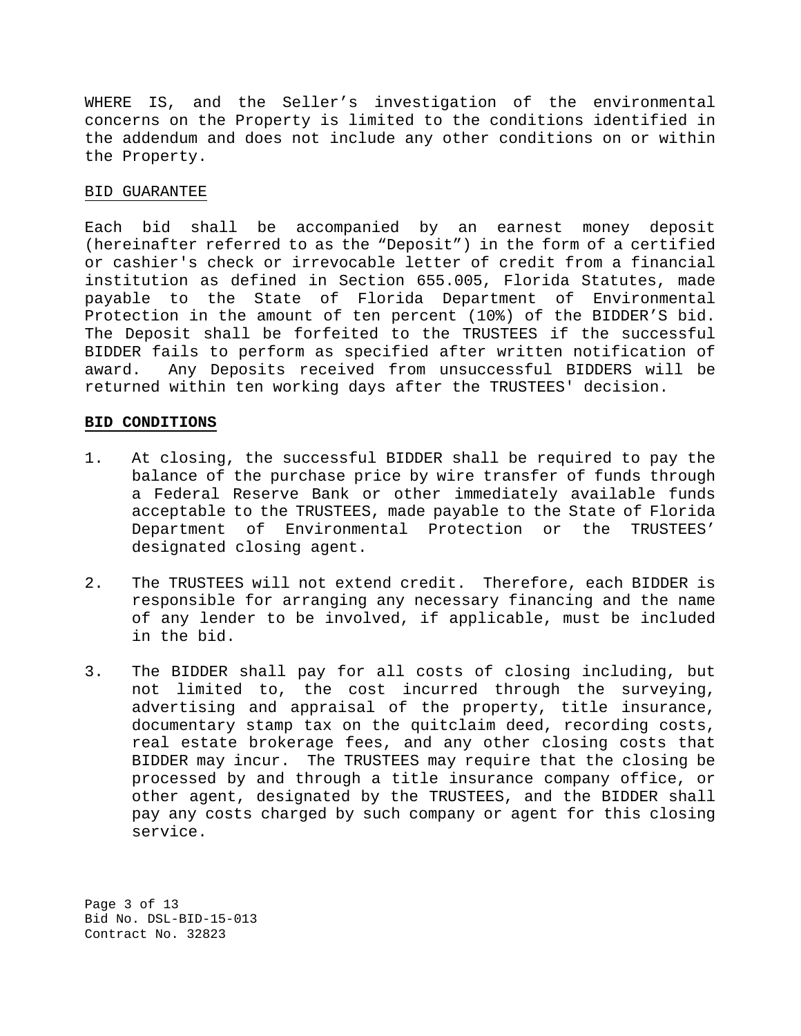WHERE IS, and the Seller's investigation of the environmental concerns on the Property is limited to the conditions identified in the addendum and does not include any other conditions on or within the Property.

BID GUARANTEE

Each bid shall be accompanied by an earnest money deposit (hereinafter referred to as the "Deposit") in the form of a certified or cashier's check or irrevocable letter of credit from a financial institution as defined in Section 655.005, Florida Statutes, made payable to the State of Florida Department of Environmental Protection in the amount of ten percent (10%) of the BIDDER'S bid. The Deposit shall be forfeited to the TRUSTEES if the successful BIDDER fails to perform as specified after written notification of award. Any Deposits received from unsuccessful BIDDERS will be returned within ten working days after the TRUSTEES' decision.

**BID CONDITIONS**

1. At closing, the successful BIDDER shall be required to pay the balance of the purchase price by wire transfer of funds through a Federal Reserve Bank or other immediately available funds acceptable to the TRUSTEES, made payable to the State of Florida Department of Environmental Protection or the TRUSTEES' designated closing agent.

2. The TRUSTEES will not extend credit. Therefore, each BIDDER is responsible for arranging any necessary financing and the name of any lender to be involved, if applicable, must be included in the bid.

3. The BIDDER shall pay for all costs of closing including, but not limited to, the cost incurred through the surveying, advertising and appraisal of the property, title insurance, documentary stamp tax on the quitclaim deed, recording costs, real estate brokerage fees, and any other closing costs that BIDDER may incur. The TRUSTEES may require that the closing be processed by and through a title insurance company office, or other agent, designated by the TRUSTEES, and the BIDDER shall pay any costs charged by such company or agent for this closing service.

Bid No. DSL-BID-15-013
Contract No. 32823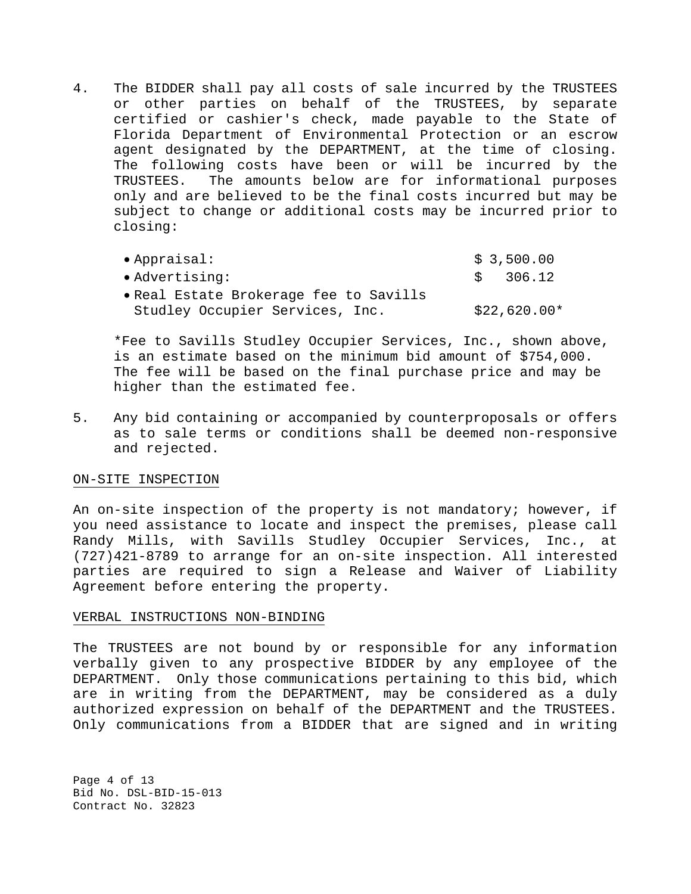4. The BIDDER shall pay all costs of sale incurred by the TRUSTEES or other parties on behalf of the TRUSTEES, by separate certified or cashier's check, made payable to the State of Florida Department of Environmental Protection or an escrow agent designated by the DEPARTMENT, at the time of closing. The following costs have been or will be incurred by the TRUSTEES. The amounts below are for informational purposes only and are believed to be the final costs incurred but may be subject to change or additional costs may be incurred prior to closing:

   - Appraisal: $ 3,500.00
   - Advertising: $ 306.12
   - Real Estate Brokerage fee to Savills Studley Occupier Services, Inc. $22,620.00*

   *Fee to Savills Studley Occupier Services, Inc., shown above, is an estimate based on the minimum bid amount of $754,000. The fee will be based on the final purchase price and may be higher than the estimated fee.

5. Any bid containing or accompanied by counterproposals or offers as to sale terms or conditions shall be deemed non-responsive and rejected.

ON-SITE INSPECTION

An on-site inspection of the property is not mandatory; however, if you need assistance to locate and inspect the premises, please call Randy Mills, with Savills Studley Occupier Services, Inc., at (727)421-8789 to arrange for an on-site inspection. All interested parties are required to sign a Release and Waiver of Liability Agreement before entering the property.

VERBAL INSTRUCTIONS NON-BINDING

The TRUSTEES are not bound by or responsible for any information verbally given to any prospective BIDDER by any employee of the DEPARTMENT. Only those communications pertaining to this bid, which are in writing from the DEPARTMENT, may be considered as a duly authorized expression on behalf of the DEPARTMENT and the TRUSTEES. Only communications from a BIDDER that are signed and in writing

Bid No. DSL-BID-15-013
Contract No. 32823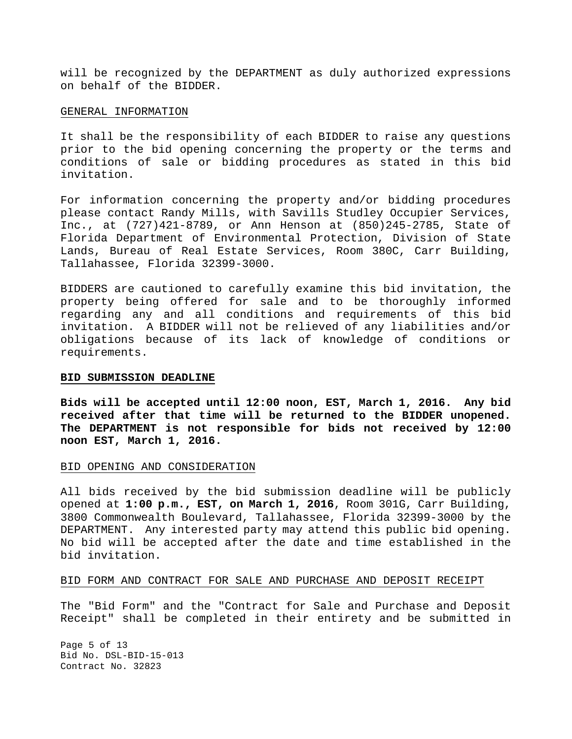will be recognized by the DEPARTMENT as duly authorized expressions on behalf of the BIDDER.

<u>GENERAL INFORMATION</u>

It shall be the responsibility of each BIDDER to raise any questions prior to the bid opening concerning the property or the terms and conditions of sale or bidding procedures as stated in this bid invitation.

For information concerning the property and/or bidding procedures please contact Randy Mills, with Savills Studley Occupier Services, Inc., at (727)421-8789, or Ann Henson at (850)245-2785, State of Florida Department of Environmental Protection, Division of State Lands, Bureau of Real Estate Services, Room 380C, Carr Building, Tallahassee, Florida 32399-3000.

BIDDERS are cautioned to carefully examine this bid invitation, the property being offered for sale and to be thoroughly informed regarding any and all conditions and requirements of this bid invitation. A BIDDER will not be relieved of any liabilities and/or obligations because of its lack of knowledge of conditions or requirements.

**<u>BID SUBMISSION DEADLINE</u>**

**Bids will be accepted until 12:00 noon, EST, March 1, 2016. Any bid received after that time will be returned to the BIDDER unopened. The DEPARTMENT is not responsible for bids not received by 12:00 noon EST, March 1, 2016.**

<u>BID OPENING AND CONSIDERATION</u>

All bids received by the bid submission deadline will be publicly opened at **1:00 p.m., EST, on March 1, 2016**, Room 301G, Carr Building, 3800 Commonwealth Boulevard, Tallahassee, Florida 32399-3000 by the DEPARTMENT. Any interested party may attend this public bid opening. No bid will be accepted after the date and time established in the bid invitation.

<u>BID FORM AND CONTRACT FOR SALE AND PURCHASE AND DEPOSIT RECEIPT</u>

The "Bid Form" and the "Contract for Sale and Purchase and Deposit Receipt" shall be completed in their entirety and be submitted in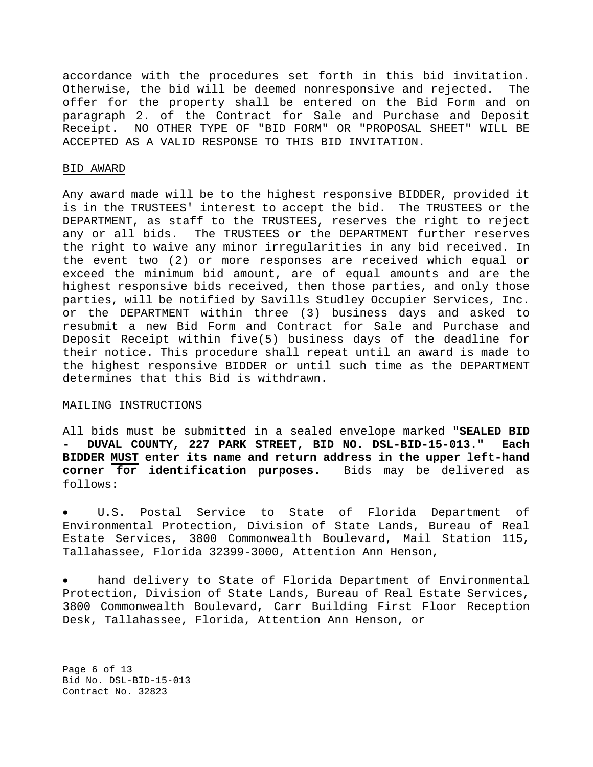accordance with the procedures set forth in this bid invitation. Otherwise, the bid will be deemed nonresponsive and rejected. The offer for the property shall be entered on the Bid Form and on paragraph 2. of the Contract for Sale and Purchase and Deposit Receipt. NO OTHER TYPE OF "BID FORM" OR "PROPOSAL SHEET" WILL BE ACCEPTED AS A VALID RESPONSE TO THIS BID INVITATION.

<u>BID AWARD</u>

Any award made will be to the highest responsive BIDDER, provided it is in the TRUSTEES' interest to accept the bid. The TRUSTEES or the DEPARTMENT, as staff to the TRUSTEES, reserves the right to reject any or all bids. The TRUSTEES or the DEPARTMENT further reserves the right to waive any minor irregularities in any bid received. In the event two (2) or more responses are received which equal or exceed the minimum bid amount, are of equal amounts and are the highest responsive bids received, then those parties, and only those parties, will be notified by Savills Studley Occupier Services, Inc. or the DEPARTMENT within three (3) business days and asked to resubmit a new Bid Form and Contract for Sale and Purchase and Deposit Receipt within five(5) business days of the deadline for their notice. This procedure shall repeat until an award is made to the highest responsive BIDDER or until such time as the DEPARTMENT determines that this Bid is withdrawn.

<u>MAILING INSTRUCTIONS</u>

All bids must be submitted in a sealed envelope marked **"SEALED BID - DUVAL COUNTY, 227 PARK STREET, BID NO. DSL-BID-15-013." Each BIDDER <u>MUST</u> enter its name and return address in the upper left-hand corner for identification purposes.** Bids may be delivered as follows:

- U.S. Postal Service to State of Florida Department of Environmental Protection, Division of State Lands, Bureau of Real Estate Services, 3800 Commonwealth Boulevard, Mail Station 115, Tallahassee, Florida 32399-3000, Attention Ann Henson,

- hand delivery to State of Florida Department of Environmental Protection, Division of State Lands, Bureau of Real Estate Services, 3800 Commonwealth Boulevard, Carr Building First Floor Reception Desk, Tallahassee, Florida, Attention Ann Henson, or

Bid No. DSL-BID-15-013
Contract No. 32823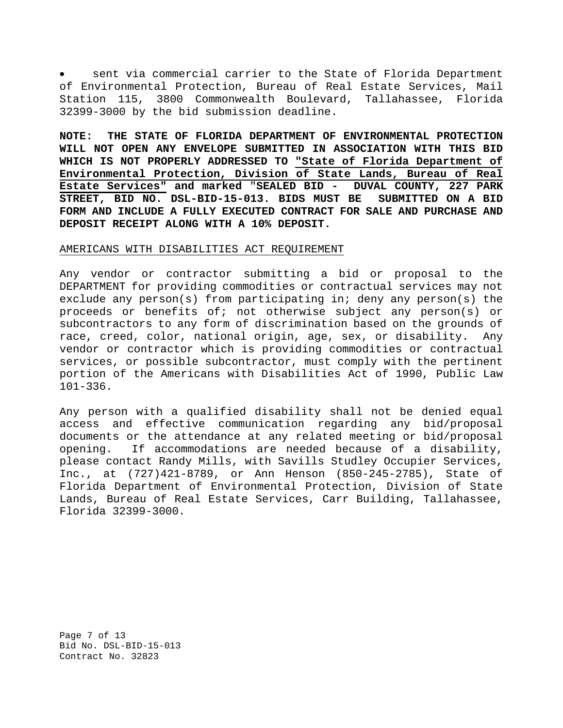- sent via commercial carrier to the State of Florida Department of Environmental Protection, Bureau of Real Estate Services, Mail Station 115, 3800 Commonwealth Boulevard, Tallahassee, Florida 32399-3000 by the bid submission deadline.

**NOTE: THE STATE OF FLORIDA DEPARTMENT OF ENVIRONMENTAL PROTECTION WILL NOT OPEN ANY ENVELOPE SUBMITTED IN ASSOCIATION WITH THIS BID WHICH IS NOT PROPERLY ADDRESSED TO <u>"State of Florida Department of Environmental Protection, Division of State Lands, Bureau of Real Estate Services"</u> and marked "SEALED BID - DUVAL COUNTY, 227 PARK STREET, BID NO. DSL-BID-15-013. BIDS MUST BE SUBMITTED ON A BID FORM AND INCLUDE A FULLY EXECUTED CONTRACT FOR SALE AND PURCHASE AND DEPOSIT RECEIPT ALONG WITH A 10% DEPOSIT.**

<u>AMERICANS WITH DISABILITIES ACT REQUIREMENT</u>

Any vendor or contractor submitting a bid or proposal to the DEPARTMENT for providing commodities or contractual services may not exclude any person(s) from participating in; deny any person(s) the proceeds or benefits of; not otherwise subject any person(s) or subcontractors to any form of discrimination based on the grounds of race, creed, color, national origin, age, sex, or disability. Any vendor or contractor which is providing commodities or contractual services, or possible subcontractor, must comply with the pertinent portion of the Americans with Disabilities Act of 1990, Public Law 101-336.

Any person with a qualified disability shall not be denied equal access and effective communication regarding any bid/proposal documents or the attendance at any related meeting or bid/proposal opening. If accommodations are needed because of a disability, please contact Randy Mills, with Savills Studley Occupier Services, Inc., at (727)421-8789, or Ann Henson (850-245-2785), State of Florida Department of Environmental Protection, Division of State Lands, Bureau of Real Estate Services, Carr Building, Tallahassee, Florida 32399-3000.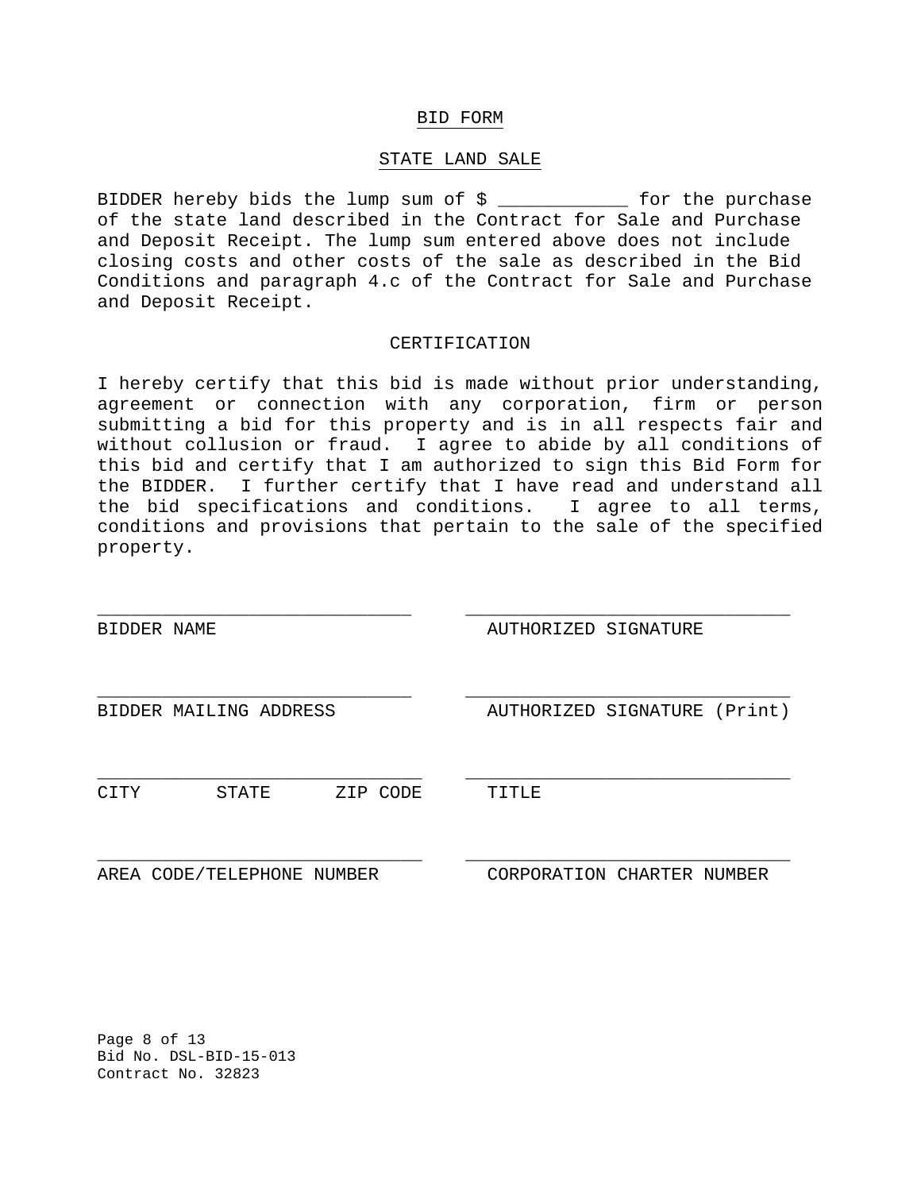# BID FORM

## STATE LAND SALE

BIDDER hereby bids the lump sum of $ ____________ for the purchase of the state land described in the Contract for Sale and Purchase and Deposit Receipt. The lump sum entered above does not include closing costs and other costs of the sale as described in the Bid Conditions and paragraph 4.c of the Contract for Sale and Purchase and Deposit Receipt.

## CERTIFICATION

I hereby certify that this bid is made without prior understanding, agreement or connection with any corporation, firm or person submitting a bid for this property and is in all respects fair and without collusion or fraud. I agree to abide by all conditions of this bid and certify that I am authorized to sign this Bid Form for the BIDDER. I further certify that I have read and understand all the bid specifications and conditions. I agree to all terms, conditions and provisions that pertain to the sale of the specified property.

| | |
|---|---|
| ______________________________ | ______________________________ |
| BIDDER NAME | AUTHORIZED SIGNATURE |
| ______________________________ | ______________________________ |
| BIDDER MAILING ADDRESS | AUTHORIZED SIGNATURE (Print) |
| ______________________________ | ______________________________ |
| CITY STATE ZIP CODE | TITLE |
| ______________________________ | ______________________________ |
| AREA CODE/TELEPHONE NUMBER | CORPORATION CHARTER NUMBER |

Bid No. DSL-BID-15-013
Contract No. 32823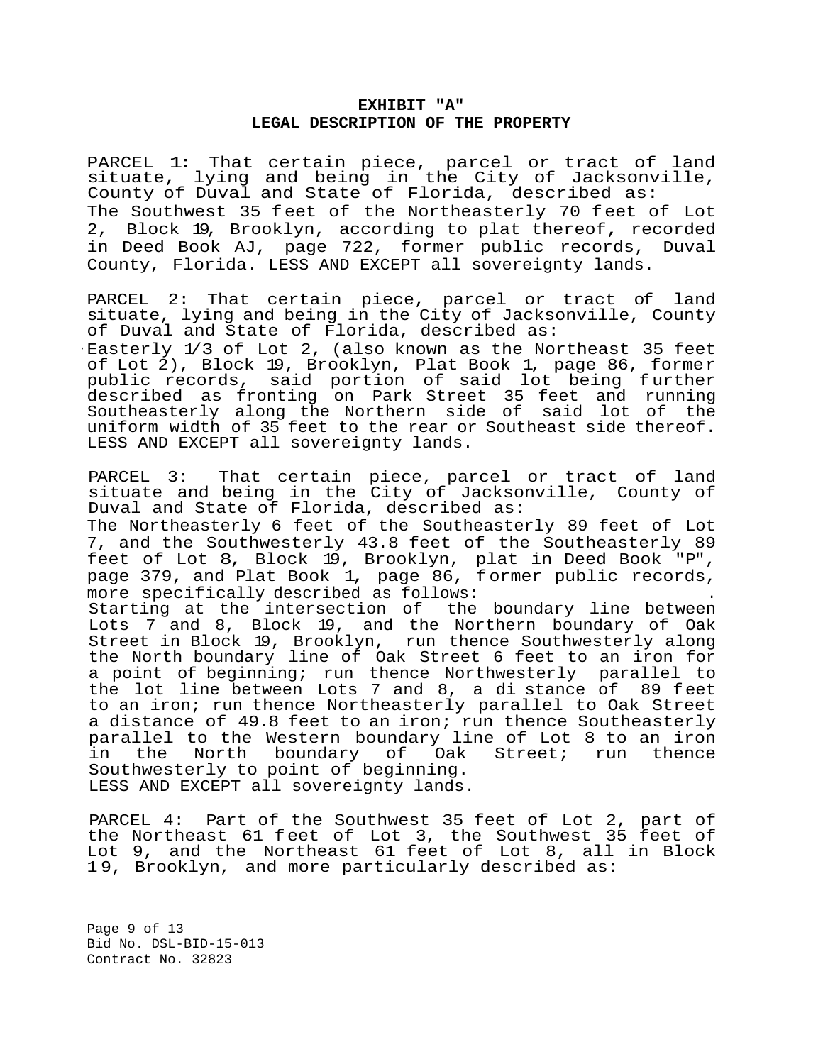**EXHIBIT "A"**
**LEGAL DESCRIPTION OF THE PROPERTY**

PARCEL 1: That certain piece, parcel or tract of land situate, lying and being in the City of Jacksonville, County of Duval and State of Florida, described as:
The Southwest 35 feet of the Northeasterly 70 feet of Lot 2, Block 19, Brooklyn, according to plat thereof, recorded in Deed Book AJ, page 722, former public records, Duval County, Florida. LESS AND EXCEPT all sovereignty lands.

PARCEL 2: That certain piece, parcel or tract of land situate, lying and being in the City of Jacksonville, County of Duval and State of Florida, described as:
Easterly 1/3 of Lot 2, (also known as the Northeast 35 feet of Lot 2), Block 19, Brooklyn, Plat Book 1, page 86, former public records, said portion of said lot being further described as fronting on Park Street 35 feet and running Southeasterly along the Northern side of said lot of the uniform width of 35 feet to the rear or Southeast side thereof. LESS AND EXCEPT all sovereignty lands.

PARCEL 3: That certain piece, parcel or tract of land situate and being in the City of Jacksonville, County of Duval and State of Florida, described as:
The Northeasterly 6 feet of the Southeasterly 89 feet of Lot 7, and the Southwesterly 43.8 feet of the Southeasterly 89 feet of Lot 8, Block 19, Brooklyn, plat in Deed Book "P", page 379, and Plat Book 1, page 86, former public records, more specifically described as follows:
Starting at the intersection of the boundary line between Lots 7 and 8, Block 19, and the Northern boundary of Oak Street in Block 19, Brooklyn, run thence Southwesterly along the North boundary line of Oak Street 6 feet to an iron for a point of beginning; run thence Northwesterly parallel to the lot line between Lots 7 and 8, a distance of 89 feet to an iron; run thence Northeasterly parallel to Oak Street a distance of 49.8 feet to an iron; run thence Southeasterly parallel to the Western boundary line of Lot 8 to an iron in the North boundary of Oak Street; run thence Southwesterly to point of beginning.
LESS AND EXCEPT all sovereignty lands.

PARCEL 4: Part of the Southwest 35 feet of Lot 2, part of the Northeast 61 feet of Lot 3, the Southwest 35 feet of Lot 9, and the Northeast 61 feet of Lot 8, all in Block 19, Brooklyn, and more particularly described as:

Bid No. DSL-BID-15-013
Contract No. 32823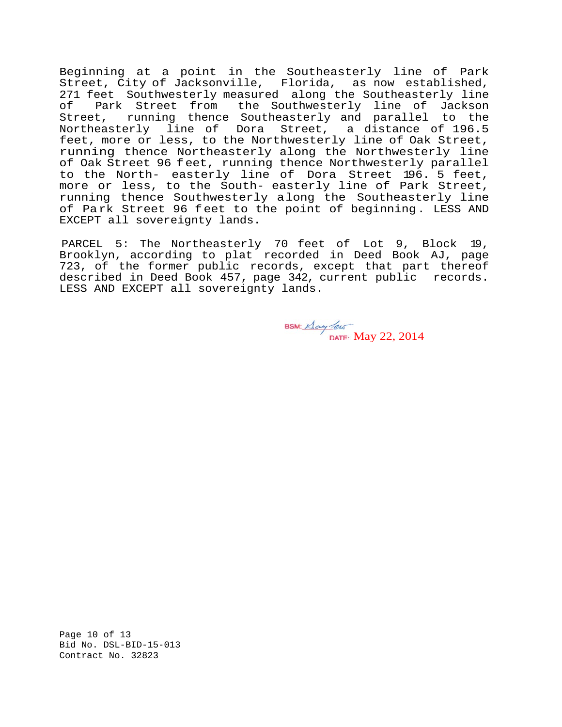Beginning at a point in the Southeasterly line of Park Street, City of Jacksonville, Florida, as now established, 271 feet Southwesterly measured along the Southeasterly line of Park Street from the Southwesterly line of Jackson Street, running thence Southeasterly and parallel to the Northeasterly line of Dora Street, a distance of 196.5 feet, more or less, to the Northwesterly line of Oak Street, running thence Northeasterly along the Northwesterly line of Oak Street 96 feet, running thence Northwesterly parallel to the North- easterly line of Dora Street 196. 5 feet, more or less, to the South- easterly line of Park Street, running thence Southwesterly along the Southeasterly line of Park Street 96 feet to the point of beginning. LESS AND EXCEPT all sovereignty lands.

PARCEL 5: The Northeasterly 70 feet of Lot 9, Block 19, Brooklyn, according to plat recorded in Deed Book AJ, page 723, of the former public records, except that part thereof described in Deed Book 457, page 342, current public records. LESS AND EXCEPT all sovereignty lands.

BSM: *[signature]* DATE: May 22, 2014

Bid No. DSL-BID-15-013
Contract No. 32823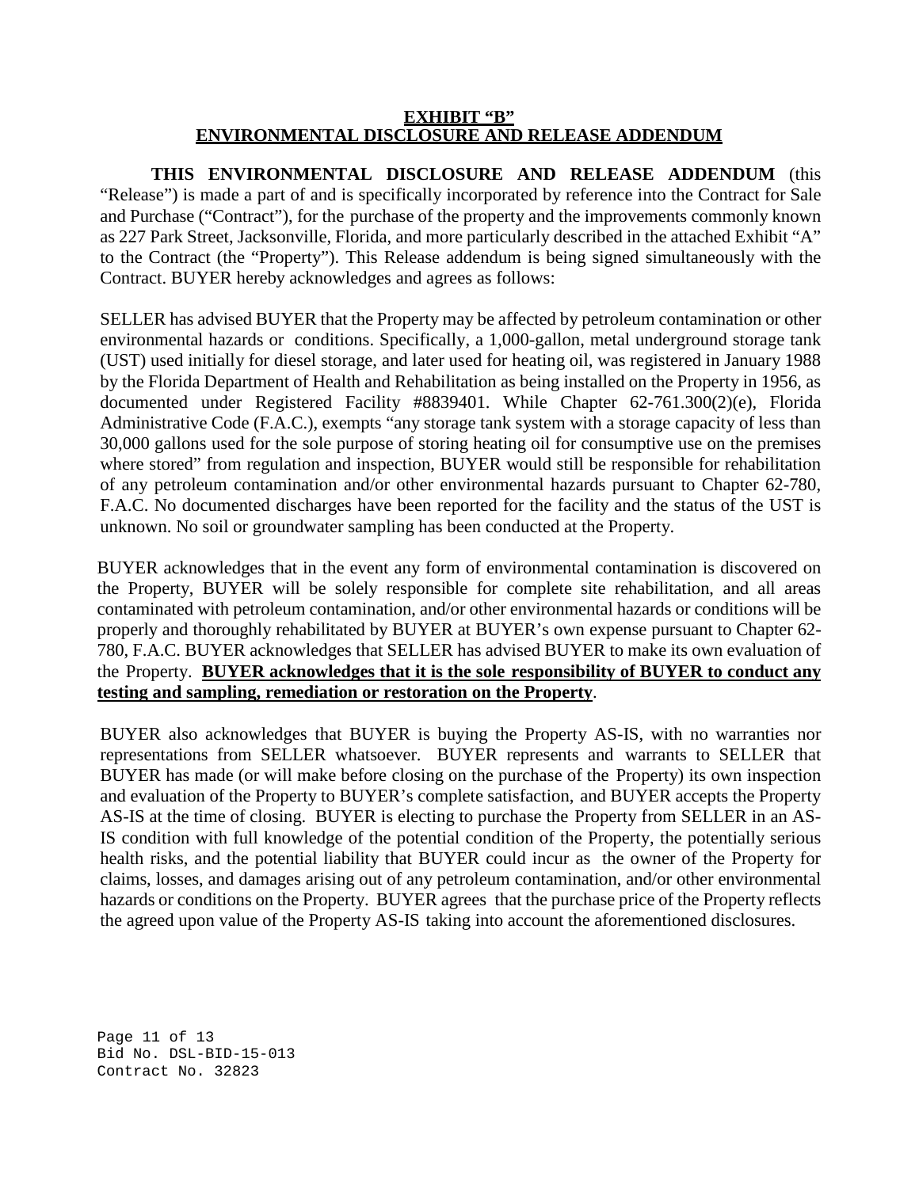# EXHIBIT "B"
# ENVIRONMENTAL DISCLOSURE AND RELEASE ADDENDUM

**THIS ENVIRONMENTAL DISCLOSURE AND RELEASE ADDENDUM** (this "Release") is made a part of and is specifically incorporated by reference into the Contract for Sale and Purchase ("Contract"), for the purchase of the property and the improvements commonly known as 227 Park Street, Jacksonville, Florida, and more particularly described in the attached Exhibit "A" to the Contract (the "Property"). This Release addendum is being signed simultaneously with the Contract. BUYER hereby acknowledges and agrees as follows:

SELLER has advised BUYER that the Property may be affected by petroleum contamination or other environmental hazards or conditions. Specifically, a 1,000-gallon, metal underground storage tank (UST) used initially for diesel storage, and later used for heating oil, was registered in January 1988 by the Florida Department of Health and Rehabilitation as being installed on the Property in 1956, as documented under Registered Facility #8839401. While Chapter 62-761.300(2)(e), Florida Administrative Code (F.A.C.), exempts "any storage tank system with a storage capacity of less than 30,000 gallons used for the sole purpose of storing heating oil for consumptive use on the premises where stored" from regulation and inspection, BUYER would still be responsible for rehabilitation of any petroleum contamination and/or other environmental hazards pursuant to Chapter 62-780, F.A.C. No documented discharges have been reported for the facility and the status of the UST is unknown. No soil or groundwater sampling has been conducted at the Property.

BUYER acknowledges that in the event any form of environmental contamination is discovered on the Property, BUYER will be solely responsible for complete site rehabilitation, and all areas contaminated with petroleum contamination, and/or other environmental hazards or conditions will be properly and thoroughly rehabilitated by BUYER at BUYER's own expense pursuant to Chapter 62-780, F.A.C. BUYER acknowledges that SELLER has advised BUYER to make its own evaluation of the Property. **BUYER acknowledges that it is the sole responsibility of BUYER to conduct any testing and sampling, remediation or restoration on the Property**.

BUYER also acknowledges that BUYER is buying the Property AS-IS, with no warranties nor representations from SELLER whatsoever. BUYER represents and warrants to SELLER that BUYER has made (or will make before closing on the purchase of the Property) its own inspection and evaluation of the Property to BUYER's complete satisfaction, and BUYER accepts the Property AS-IS at the time of closing. BUYER is electing to purchase the Property from SELLER in an AS-IS condition with full knowledge of the potential condition of the Property, the potentially serious health risks, and the potential liability that BUYER could incur as the owner of the Property for claims, losses, and damages arising out of any petroleum contamination, and/or other environmental hazards or conditions on the Property. BUYER agrees that the purchase price of the Property reflects the agreed upon value of the Property AS-IS taking into account the aforementioned disclosures.

Bid No. DSL-BID-15-013
Contract No. 32823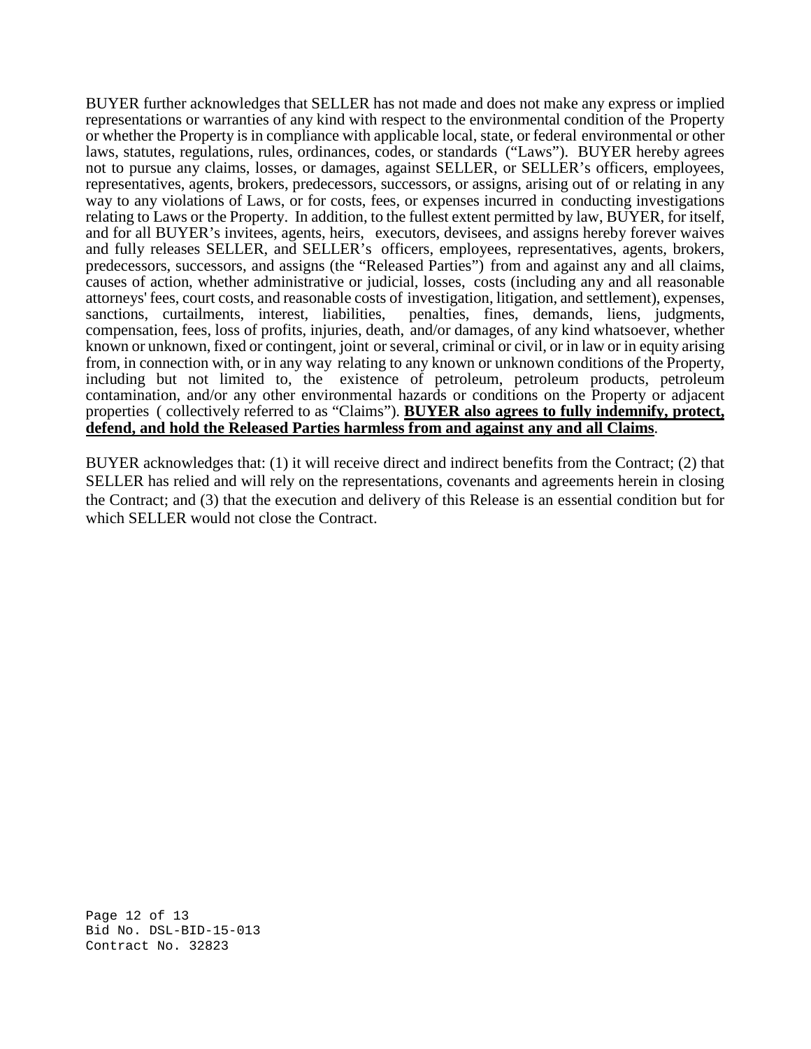BUYER further acknowledges that SELLER has not made and does not make any express or implied representations or warranties of any kind with respect to the environmental condition of the Property or whether the Property is in compliance with applicable local, state, or federal environmental or other laws, statutes, regulations, rules, ordinances, codes, or standards ("Laws"). BUYER hereby agrees not to pursue any claims, losses, or damages, against SELLER, or SELLER's officers, employees, representatives, agents, brokers, predecessors, successors, or assigns, arising out of or relating in any way to any violations of Laws, or for costs, fees, or expenses incurred in conducting investigations relating to Laws or the Property. In addition, to the fullest extent permitted by law, BUYER, for itself, and for all BUYER's invitees, agents, heirs, executors, devisees, and assigns hereby forever waives and fully releases SELLER, and SELLER's officers, employees, representatives, agents, brokers, predecessors, successors, and assigns (the "Released Parties") from and against any and all claims, causes of action, whether administrative or judicial, losses, costs (including any and all reasonable attorneys' fees, court costs, and reasonable costs of investigation, litigation, and settlement), expenses, sanctions, curtailments, interest, liabilities, penalties, fines, demands, liens, judgments, compensation, fees, loss of profits, injuries, death, and/or damages, of any kind whatsoever, whether known or unknown, fixed or contingent, joint or several, criminal or civil, or in law or in equity arising from, in connection with, or in any way relating to any known or unknown conditions of the Property, including but not limited to, the existence of petroleum, petroleum products, petroleum contamination, and/or any other environmental hazards or conditions on the Property or adjacent properties ( collectively referred to as "Claims"). **BUYER also agrees to fully indemnify, protect, defend, and hold the Released Parties harmless from and against any and all Claims**.

BUYER acknowledges that: (1) it will receive direct and indirect benefits from the Contract; (2) that SELLER has relied and will rely on the representations, covenants and agreements herein in closing the Contract; and (3) that the execution and delivery of this Release is an essential condition but for which SELLER would not close the Contract.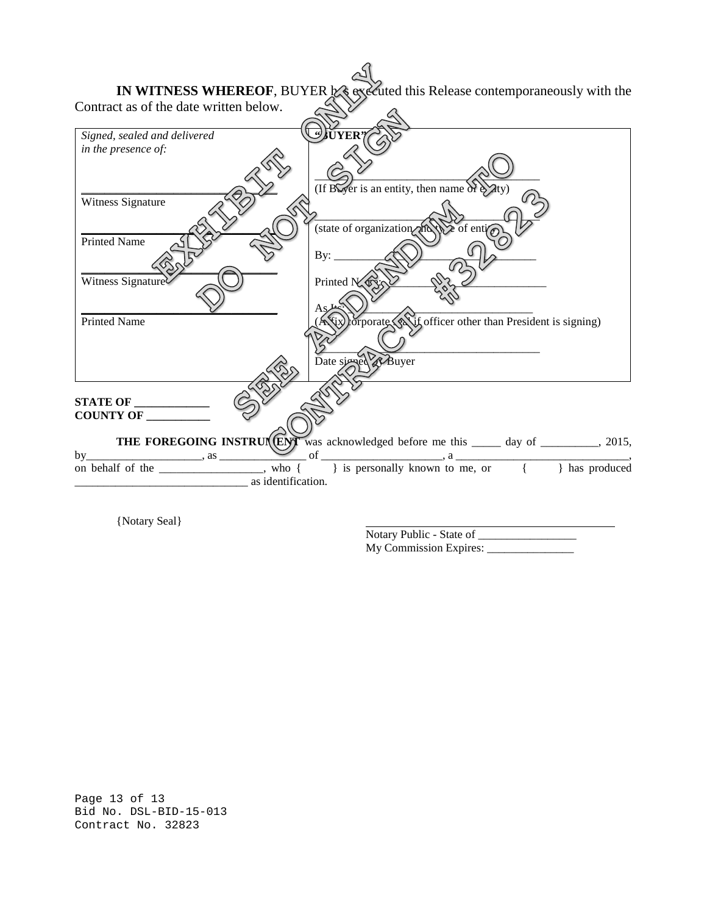**IN WITNESS WHEREOF**, BUYER has executed this Release contemporaneously with the Contract as of the date written below.

| | |
|---|---|
| *Signed, sealed and delivered in the presence of:*<br><br>\_\_\_\_\_\_\_\_\_\_\_\_\_\_\_\_\_\_\_\_\_\_\_\_\_\_\_\_\_\_<br>Witness Signature<br><br>\_\_\_\_\_\_\_\_\_\_\_\_\_\_\_\_\_\_\_\_\_\_\_\_\_\_\_\_\_\_<br>Printed Name<br><br>\_\_\_\_\_\_\_\_\_\_\_\_\_\_\_\_\_\_\_\_\_\_\_\_\_\_\_\_\_\_<br>Witness Signature<br><br>\_\_\_\_\_\_\_\_\_\_\_\_\_\_\_\_\_\_\_\_\_\_\_\_\_\_\_\_\_\_<br>Printed Name | **"BUYER"**<br><br>\_\_\_\_\_\_\_\_\_\_\_\_\_\_\_\_\_\_\_\_\_\_\_\_\_\_\_\_\_\_\_\_\_\_\_\_<br>(If Buyer is an entity, then name of entity)<br><br>\_\_\_\_\_\_\_\_\_\_\_\_\_\_\_\_\_\_\_\_\_\_\_\_\_\_\_\_\_\_\_\_\_\_\_\_<br>(state of organization and type of entity)<br><br>By: \_\_\_\_\_\_\_\_\_\_\_\_\_\_\_\_\_\_\_\_\_\_\_\_\_\_\_\_\_\_\_\_<br><br>Printed Name: \_\_\_\_\_\_\_\_\_\_\_\_\_\_\_\_\_\_\_\_\_\_\_\_\_\_\_<br><br>As Its: \_\_\_\_\_\_\_\_\_\_\_\_\_\_\_\_\_\_\_\_\_\_\_\_\_\_\_\_\_\_<br>(Affix corporate seal if officer other than President is signing)<br><br>\_\_\_\_\_\_\_\_\_\_\_\_\_\_\_\_\_\_\_\_\_\_\_\_\_\_\_\_\_\_\_\_\_\_\_\_<br>Date signed by Buyer |

EXHIBIT ONLY
DO NOT SIGN
SEE ADDENDUM TO CONTRACT #32823

**STATE OF \_\_\_\_\_\_\_\_\_\_\_\_\_**
**COUNTY OF \_\_\_\_\_\_\_\_\_\_\_**

**THE FOREGOING INSTRUMENT** was acknowledged before me this \_\_\_\_\_ day of \_\_\_\_\_\_\_\_\_\_, 2015, by\_\_\_\_\_\_\_\_\_\_\_\_\_\_\_\_\_\_\_\_, as \_\_\_\_\_\_\_\_\_\_\_\_\_\_\_\_ of \_\_\_\_\_\_\_\_\_\_\_\_\_\_\_\_\_\_\_\_\_\_, a \_\_\_\_\_\_\_\_\_\_\_\_\_\_\_\_\_\_\_\_\_\_\_\_\_\_\_\_\_\_\_, on behalf of the \_\_\_\_\_\_\_\_\_\_\_\_\_\_\_\_\_\_, who { } is personally known to me, or { } has produced \_\_\_\_\_\_\_\_\_\_\_\_\_\_\_\_\_\_\_\_\_\_\_\_\_\_\_\_\_\_\_ as identification.

{Notary Seal}

\_\_\_\_\_\_\_\_\_\_\_\_\_\_\_\_\_\_\_\_\_\_\_\_\_\_\_\_\_\_\_\_\_\_\_\_
Notary Public - State of \_\_\_\_\_\_\_\_\_\_\_\_\_\_\_\_\_
My Commission Expires: \_\_\_\_\_\_\_\_\_\_\_\_\_\_\_

Bid No. DSL-BID-15-013
Contract No. 32823